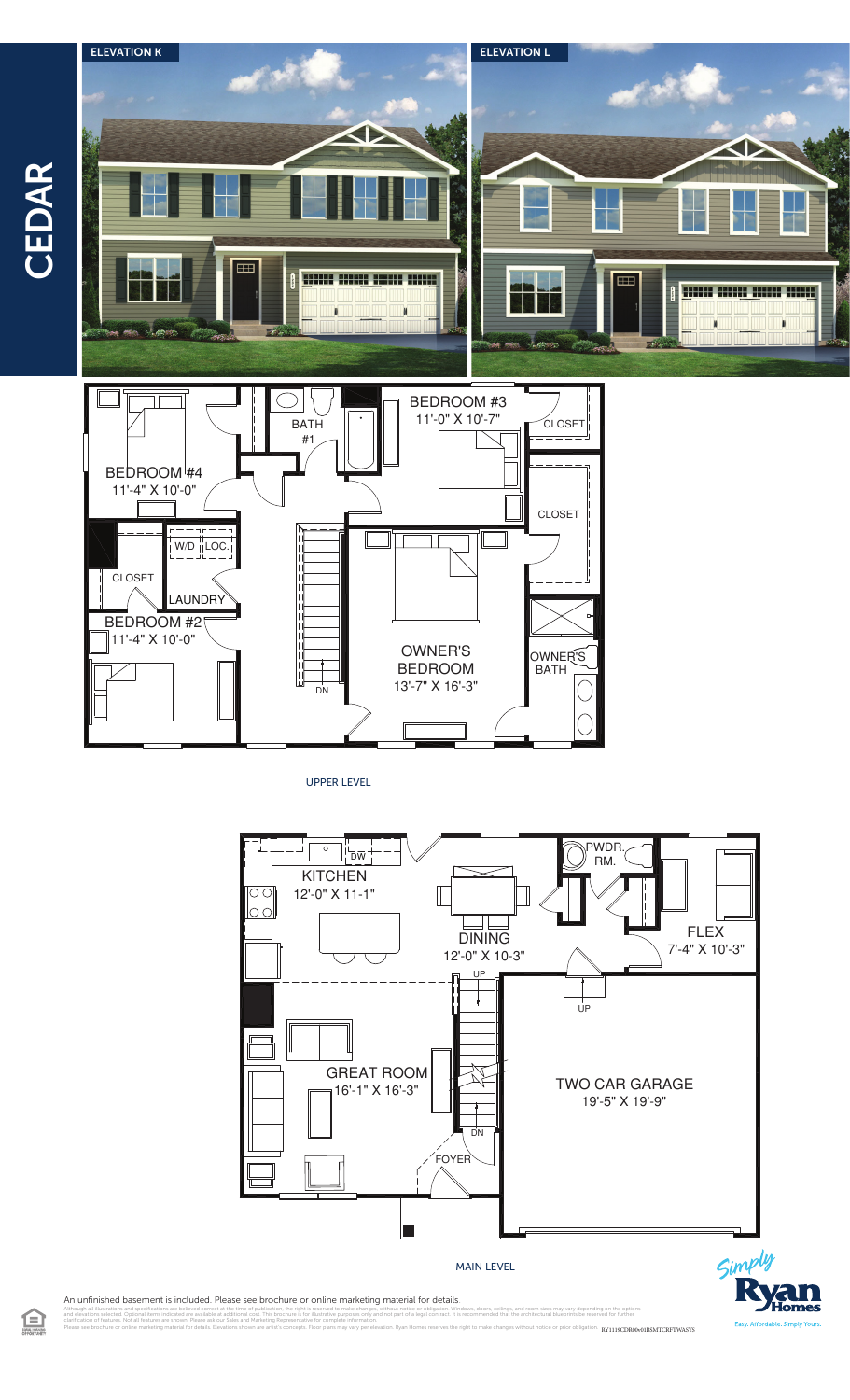# CEDAR

**ELEVATION K**

**ELEVATION L**

## UPPER LEVEL

- BEDROOM #4 — 11'-4" X 10'-0"
- BATH #1
- BEDROOM #3 — 11'-0" X 10'-7"
- CLOSET
- CLOSET
- W/D
- LOC.
- CLOSET
- LAUNDRY
- BEDROOM #2 — 11'-4" X 10'-0"
- OWNER'S BEDROOM — 13'-7" X 16'-3"
- OWNER'S BATH
- DN

## MAIN LEVEL

- KITCHEN — 12'-0" X 11-1"
- DW
- DINING — 12'-0" X 10'-3"
- PWDR. RM.
- FLEX — 7'-4" X 10'-3"
- UP
- GREAT ROOM — 16'-1" X 16'-3"
- TWO CAR GARAGE — 19'-5" X 19'-9"
- DN
- FOYER

An unfinished basement is included. Please see brochure or online marketing material for details.

Although all illustrations and specifications are believed correct at the time of publication, the right is reserved to make changes, without notice or obligation. Windows, doors, ceilings, and room sizes may vary depending on the options and elevations selected. Optional items indicated are available at additional cost. This brochure is for illustrative purposes only and not part of a legal contract. It is recommended that the architectural blueprints be reviewed for further clarification of features. Not all features are shown. Please ask our Sales and Marketing Representative for complete information.

Please see brochure or online marketing material for details. Elevations shown are artist's concepts. Floor plans may vary per elevation. Ryan Homes reserves the right to make changes without notice or prior obligation.

RY1119CDR00v01BSMTCRFTWASYS

Simply Ryan Homes — Easy. Affordable. Simply Yours.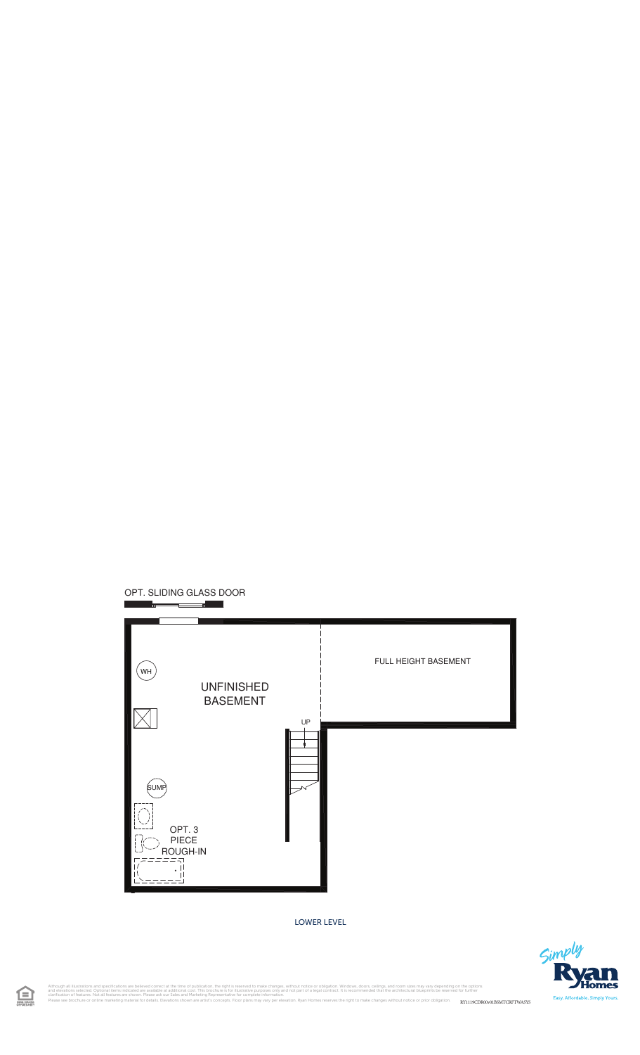OPT. SLIDING GLASS DOOR

WH

UNFINISHED
BASEMENT

FULL HEIGHT BASEMENT

UP

SUMP

OPT. 3
PIECE
ROUGH-IN

LOWER LEVEL

Although all illustrations and specifications are believed correct at the time of publication, the right is reserved to make changes, without notice or obligation. Windows, doors, ceilings, and room sizes may vary depending on the options and elevations selected. Optional items indicated are available at additional cost. This brochure is for illustrative purposes only and not part of a legal contract. It is recommended that the architectural blueprints be reserved for further clarification of features. Not all features are shown. Please ask our Sales and Marketing Representative for complete information.
Please see brochure or online marketing material for details. Elevations shown are artist's concepts. Floor plans may vary per elevation. Ryan Homes reserves the right to make changes without notice or prior obligation.

RY1119CDR00v01BSMTCRFTWASYS

Simply Ryan Homes
Easy. Affordable. Simply Yours.